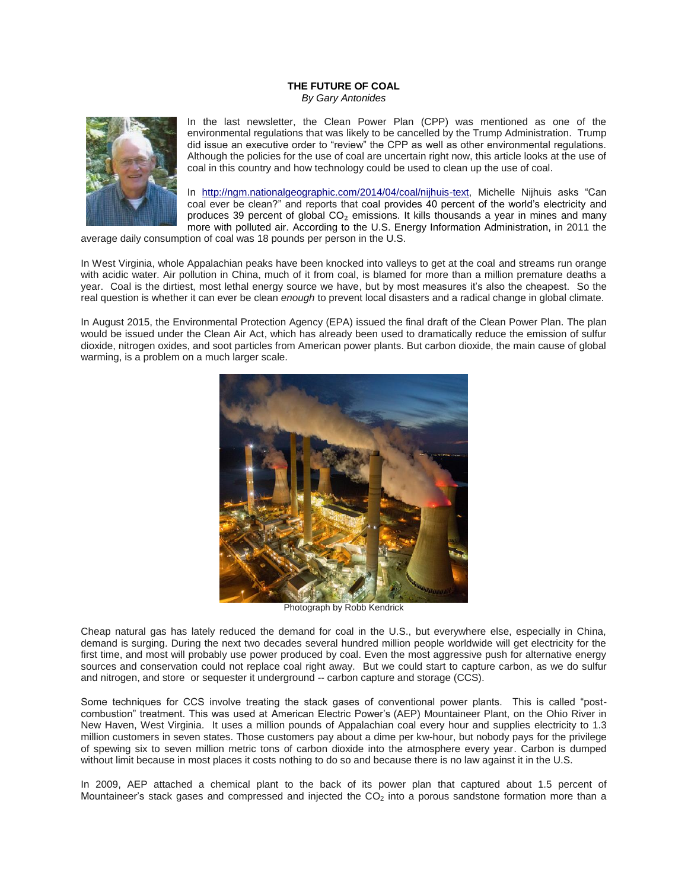**THE FUTURE OF COAL**
*By Gary Antonides*

In the last newsletter, the Clean Power Plan (CPP) was mentioned as one of the environmental regulations that was likely to be cancelled by the Trump Administration. Trump did issue an executive order to "review" the CPP as well as other environmental regulations. Although the policies for the use of coal are uncertain right now, this article looks at the use of coal in this country and how technology could be used to clean up the use of coal.

In http://ngm.nationalgeographic.com/2014/04/coal/nijhuis-text, Michelle Nijhuis asks "Can coal ever be clean?" and reports that coal provides 40 percent of the world's electricity and produces 39 percent of global $CO_2$ emissions. It kills thousands a year in mines and many more with polluted air. According to the U.S. Energy Information Administration, in 2011 the average daily consumption of coal was 18 pounds per person in the U.S.

In West Virginia, whole Appalachian peaks have been knocked into valleys to get at the coal and streams run orange with acidic water. Air pollution in China, much of it from coal, is blamed for more than a million premature deaths a year. Coal is the dirtiest, most lethal energy source we have, but by most measures it's also the cheapest. So the real question is whether it can ever be clean *enough* to prevent local disasters and a radical change in global climate.

In August 2015, the Environmental Protection Agency (EPA) issued the final draft of the Clean Power Plan. The plan would be issued under the Clean Air Act, which has already been used to dramatically reduce the emission of sulfur dioxide, nitrogen oxides, and soot particles from American power plants. But carbon dioxide, the main cause of global warming, is a problem on a much larger scale.

Photograph by Robb Kendrick

Cheap natural gas has lately reduced the demand for coal in the U.S., but everywhere else, especially in China, demand is surging. During the next two decades several hundred million people worldwide will get electricity for the first time, and most will probably use power produced by coal. Even the most aggressive push for alternative energy sources and conservation could not replace coal right away. But we could start to capture carbon, as we do sulfur and nitrogen, and store or sequester it underground -- carbon capture and storage (CCS).

Some techniques for CCS involve treating the stack gases of conventional power plants. This is called "post-combustion" treatment. This was used at American Electric Power's (AEP) Mountaineer Plant, on the Ohio River in New Haven, West Virginia. It uses a million pounds of Appalachian coal every hour and supplies electricity to 1.3 million customers in seven states. Those customers pay about a dime per kw-hour, but nobody pays for the privilege of spewing six to seven million metric tons of carbon dioxide into the atmosphere every year. Carbon is dumped without limit because in most places it costs nothing to do so and because there is no law against it in the U.S.

In 2009, AEP attached a chemical plant to the back of its power plan that captured about 1.5 percent of Mountaineer's stack gases and compressed and injected the $CO_2$ into a porous sandstone formation more than a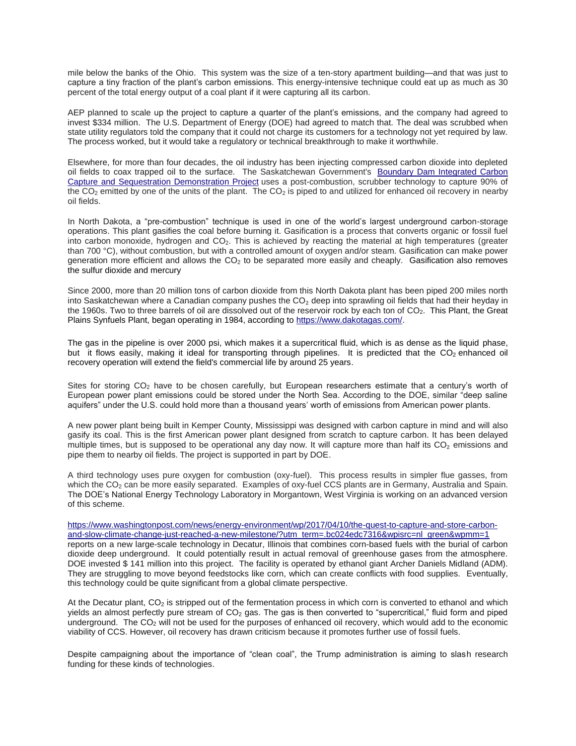mile below the banks of the Ohio. This system was the size of a ten-story apartment building—and that was just to capture a tiny fraction of the plant's carbon emissions. This energy-intensive technique could eat up as much as 30 percent of the total energy output of a coal plant if it were capturing all its carbon.

AEP planned to scale up the project to capture a quarter of the plant's emissions, and the company had agreed to invest $334 million. The U.S. Department of Energy (DOE) had agreed to match that. The deal was scrubbed when state utility regulators told the company that it could not charge its customers for a technology not yet required by law. The process worked, but it would take a regulatory or technical breakthrough to make it worthwhile.

Elsewhere, for more than four decades, the oil industry has been injecting compressed carbon dioxide into depleted oil fields to coax trapped oil to the surface. The Saskatchewan Government's Boundary Dam Integrated Carbon Capture and Sequestration Demonstration Project uses a post-combustion, scrubber technology to capture 90% of the $CO_2$ emitted by one of the units of the plant. The $CO_2$ is piped to and utilized for enhanced oil recovery in nearby oil fields.

In North Dakota, a "pre-combustion" technique is used in one of the world's largest underground carbon-storage operations. This plant gasifies the coal before burning it. Gasification is a process that converts organic or fossil fuel into carbon monoxide, hydrogen and $CO_2$. This is achieved by reacting the material at high temperatures (greater than 700 °C), without combustion, but with a controlled amount of oxygen and/or steam. Gasification can make power generation more efficient and allows the $CO_2$ to be separated more easily and cheaply. Gasification also removes the sulfur dioxide and mercury

Since 2000, more than 20 million tons of carbon dioxide from this North Dakota plant has been piped 200 miles north into Saskatchewan where a Canadian company pushes the $CO_2$ deep into sprawling oil fields that had their heyday in the 1960s. Two to three barrels of oil are dissolved out of the reservoir rock by each ton of $CO_2$. This Plant, the Great Plains Synfuels Plant, began operating in 1984, according to https://www.dakotagas.com/.

The gas in the pipeline is over 2000 psi, which makes it a supercritical fluid, which is as dense as the liquid phase, but it flows easily, making it ideal for transporting through pipelines. It is predicted that the $CO_2$ enhanced oil recovery operation will extend the field's commercial life by around 25 years.

Sites for storing $CO_2$ have to be chosen carefully, but European researchers estimate that a century's worth of European power plant emissions could be stored under the North Sea. According to the DOE, similar "deep saline aquifers" under the U.S. could hold more than a thousand years' worth of emissions from American power plants.

A new power plant being built in Kemper County, Mississippi was designed with carbon capture in mind and will also gasify its coal. This is the first American power plant designed from scratch to capture carbon. It has been delayed multiple times, but is supposed to be operational any day now. It will capture more than half its $CO_2$ emissions and pipe them to nearby oil fields. The project is supported in part by DOE.

A third technology uses pure oxygen for combustion (oxy-fuel). This process results in simpler flue gasses, from which the $CO_2$ can be more easily separated. Examples of oxy-fuel CCS plants are in Germany, Australia and Spain. The DOE's National Energy Technology Laboratory in Morgantown, West Virginia is working on an advanced version of this scheme.

https://www.washingtonpost.com/news/energy-environment/wp/2017/04/10/the-quest-to-capture-and-store-carbon-and-slow-climate-change-just-reached-a-new-milestone/?utm_term=.bc024edc7316&wpisrc=nl_green&wpmm=1 reports on a new large-scale technology in Decatur, Illinois that combines corn-based fuels with the burial of carbon dioxide deep underground. It could potentially result in actual removal of greenhouse gases from the atmosphere. DOE invested $ 141 million into this project. The facility is operated by ethanol giant Archer Daniels Midland (ADM). They are struggling to move beyond feedstocks like corn, which can create conflicts with food supplies. Eventually, this technology could be quite significant from a global climate perspective.

At the Decatur plant, $CO_2$ is stripped out of the fermentation process in which corn is converted to ethanol and which yields an almost perfectly pure stream of $CO_2$ gas. The gas is then converted to "supercritical," fluid form and piped underground. The $CO_2$ will not be used for the purposes of enhanced oil recovery, which would add to the economic viability of CCS. However, oil recovery has drawn criticism because it promotes further use of fossil fuels.

Despite campaigning about the importance of "clean coal", the Trump administration is aiming to slash research funding for these kinds of technologies.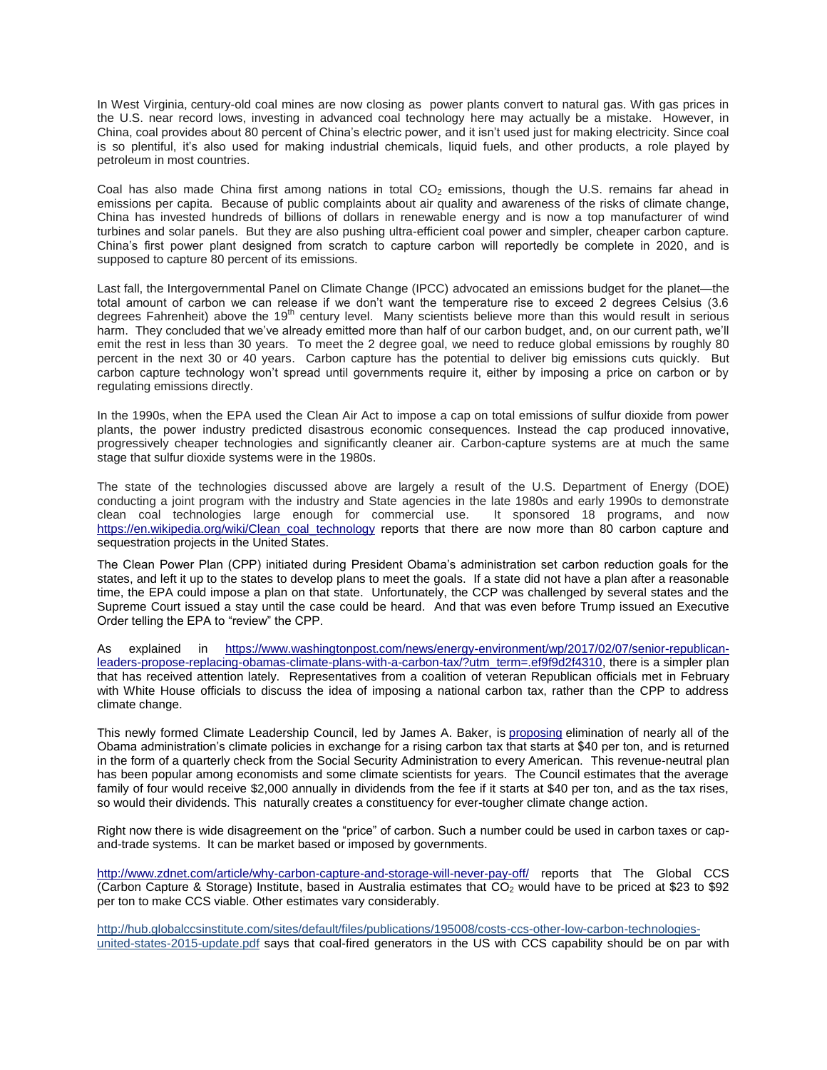In West Virginia, century-old coal mines are now closing as power plants convert to natural gas. With gas prices in the U.S. near record lows, investing in advanced coal technology here may actually be a mistake. However, in China, coal provides about 80 percent of China's electric power, and it isn't used just for making electricity. Since coal is so plentiful, it's also used for making industrial chemicals, liquid fuels, and other products, a role played by petroleum in most countries.

Coal has also made China first among nations in total $CO_2$ emissions, though the U.S. remains far ahead in emissions per capita. Because of public complaints about air quality and awareness of the risks of climate change, China has invested hundreds of billions of dollars in renewable energy and is now a top manufacturer of wind turbines and solar panels. But they are also pushing ultra-efficient coal power and simpler, cheaper carbon capture. China's first power plant designed from scratch to capture carbon will reportedly be complete in 2020, and is supposed to capture 80 percent of its emissions.

Last fall, the Intergovernmental Panel on Climate Change (IPCC) advocated an emissions budget for the planet—the total amount of carbon we can release if we don't want the temperature rise to exceed 2 degrees Celsius (3.6 degrees Fahrenheit) above the 19th century level. Many scientists believe more than this would result in serious harm. They concluded that we've already emitted more than half of our carbon budget, and, on our current path, we'll emit the rest in less than 30 years. To meet the 2 degree goal, we need to reduce global emissions by roughly 80 percent in the next 30 or 40 years. Carbon capture has the potential to deliver big emissions cuts quickly. But carbon capture technology won't spread until governments require it, either by imposing a price on carbon or by regulating emissions directly.

In the 1990s, when the EPA used the Clean Air Act to impose a cap on total emissions of sulfur dioxide from power plants, the power industry predicted disastrous economic consequences. Instead the cap produced innovative, progressively cheaper technologies and significantly cleaner air. Carbon-capture systems are at much the same stage that sulfur dioxide systems were in the 1980s.

The state of the technologies discussed above are largely a result of the U.S. Department of Energy (DOE) conducting a joint program with the industry and State agencies in the late 1980s and early 1990s to demonstrate clean coal technologies large enough for commercial use. It sponsored 18 programs, and now https://en.wikipedia.org/wiki/Clean_coal_technology reports that there are now more than 80 carbon capture and sequestration projects in the United States.

The Clean Power Plan (CPP) initiated during President Obama's administration set carbon reduction goals for the states, and left it up to the states to develop plans to meet the goals. If a state did not have a plan after a reasonable time, the EPA could impose a plan on that state. Unfortunately, the CCP was challenged by several states and the Supreme Court issued a stay until the case could be heard. And that was even before Trump issued an Executive Order telling the EPA to "review" the CPP.

As explained in https://www.washingtonpost.com/news/energy-environment/wp/2017/02/07/senior-republican-leaders-propose-replacing-obamas-climate-plans-with-a-carbon-tax/?utm_term=.ef9f9d2f4310, there is a simpler plan that has received attention lately. Representatives from a coalition of veteran Republican officials met in February with White House officials to discuss the idea of imposing a national carbon tax, rather than the CPP to address climate change.

This newly formed Climate Leadership Council, led by James A. Baker, is proposing elimination of nearly all of the Obama administration's climate policies in exchange for a rising carbon tax that starts at $40 per ton, and is returned in the form of a quarterly check from the Social Security Administration to every American. This revenue-neutral plan has been popular among economists and some climate scientists for years. The Council estimates that the average family of four would receive $2,000 annually in dividends from the fee if it starts at $40 per ton, and as the tax rises, so would their dividends. This naturally creates a constituency for ever-tougher climate change action.

Right now there is wide disagreement on the "price" of carbon. Such a number could be used in carbon taxes or cap-and-trade systems. It can be market based or imposed by governments.

http://www.zdnet.com/article/why-carbon-capture-and-storage-will-never-pay-off/ reports that The Global CCS (Carbon Capture & Storage) Institute, based in Australia estimates that $CO_2$ would have to be priced at $23 to $92 per ton to make CCS viable. Other estimates vary considerably.

http://hub.globalccsinstitute.com/sites/default/files/publications/195008/costs-ccs-other-low-carbon-technologies-united-states-2015-update.pdf says that coal-fired generators in the US with CCS capability should be on par with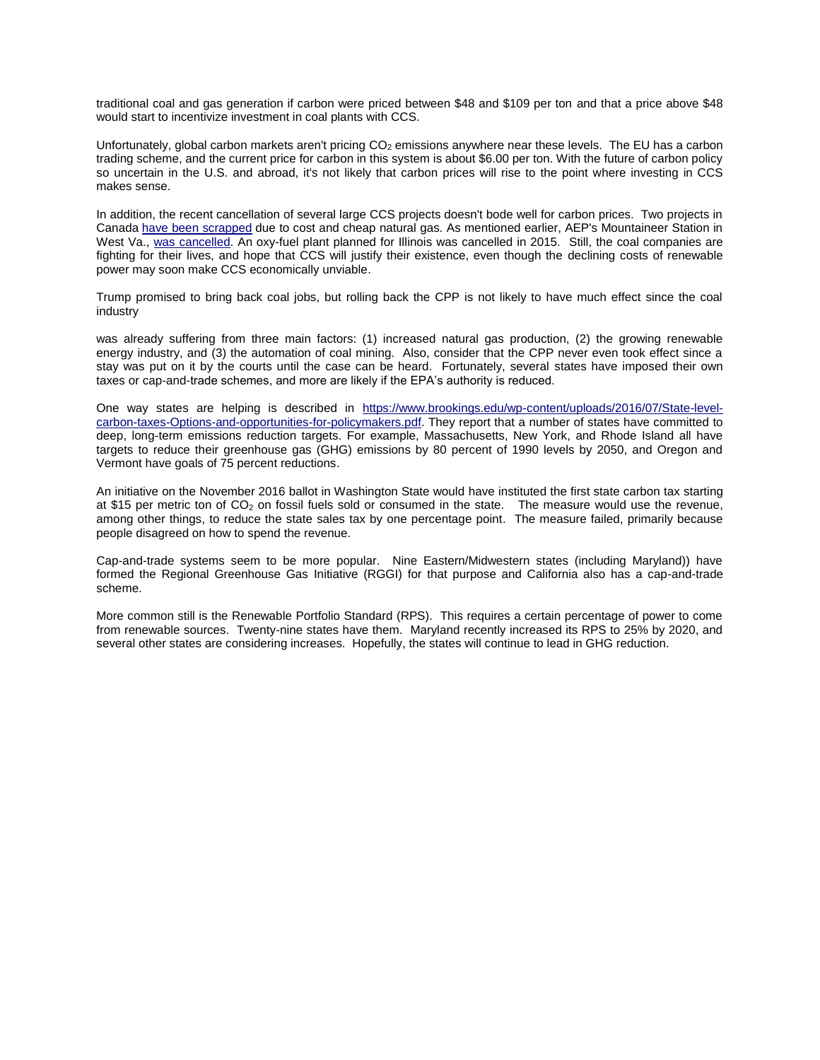traditional coal and gas generation if carbon were priced between $48 and $109 per ton and that a price above $48 would start to incentivize investment in coal plants with CCS.

Unfortunately, global carbon markets aren't pricing $CO_2$ emissions anywhere near these levels. The EU has a carbon trading scheme, and the current price for carbon in this system is about $6.00 per ton. With the future of carbon policy so uncertain in the U.S. and abroad, it's not likely that carbon prices will rise to the point where investing in CCS makes sense.

In addition, the recent cancellation of several large CCS projects doesn't bode well for carbon prices. Two projects in Canada have been scrapped due to cost and cheap natural gas. As mentioned earlier, AEP's Mountaineer Station in West Va., was cancelled. An oxy-fuel plant planned for Illinois was cancelled in 2015. Still, the coal companies are fighting for their lives, and hope that CCS will justify their existence, even though the declining costs of renewable power may soon make CCS economically unviable.

Trump promised to bring back coal jobs, but rolling back the CPP is not likely to have much effect since the coal industry

was already suffering from three main factors: (1) increased natural gas production, (2) the growing renewable energy industry, and (3) the automation of coal mining. Also, consider that the CPP never even took effect since a stay was put on it by the courts until the case can be heard. Fortunately, several states have imposed their own taxes or cap-and-trade schemes, and more are likely if the EPA's authority is reduced.

One way states are helping is described in https://www.brookings.edu/wp-content/uploads/2016/07/State-level-carbon-taxes-Options-and-opportunities-for-policymakers.pdf. They report that a number of states have committed to deep, long-term emissions reduction targets. For example, Massachusetts, New York, and Rhode Island all have targets to reduce their greenhouse gas (GHG) emissions by 80 percent of 1990 levels by 2050, and Oregon and Vermont have goals of 75 percent reductions.

An initiative on the November 2016 ballot in Washington State would have instituted the first state carbon tax starting at $15 per metric ton of $CO_2$ on fossil fuels sold or consumed in the state. The measure would use the revenue, among other things, to reduce the state sales tax by one percentage point. The measure failed, primarily because people disagreed on how to spend the revenue.

Cap-and-trade systems seem to be more popular. Nine Eastern/Midwestern states (including Maryland)) have formed the Regional Greenhouse Gas Initiative (RGGI) for that purpose and California also has a cap-and-trade scheme.

More common still is the Renewable Portfolio Standard (RPS). This requires a certain percentage of power to come from renewable sources. Twenty-nine states have them. Maryland recently increased its RPS to 25% by 2020, and several other states are considering increases. Hopefully, the states will continue to lead in GHG reduction.